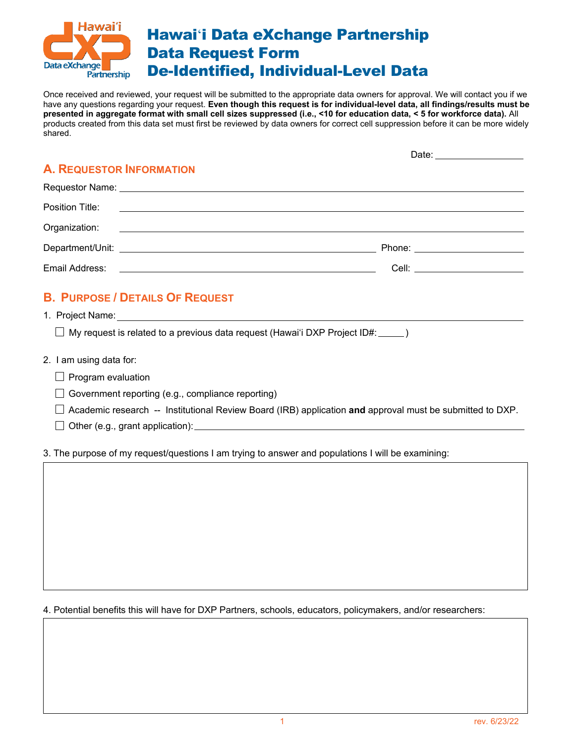# Hawaiʻi Data eXchange Partnership Data Request Form De-Identified, Individual-Level Data

Once received and reviewed, your request will be submitted to the appropriate data owners for approval. We will contact you if we have any questions regarding your request. **Even though this request is for individual-level data, all findings/results must be presented in aggregate format with small cell sizes suppressed (i.e., <10 for education data, < 5 for workforce data).** All products created from this data set must first be reviewed by data owners for correct cell suppression before it can be more widely shared.

Date: ____________________

## A. Requestor Information

Requestor Name: ____________________

Position Title: ____________________

Organization: ____________________

Department/Unit: ____________________ Phone: ____________________

Email Address: ____________________ Cell: ____________________

## B. Purpose / Details Of Request

1. Project Name: ____________________

   ☐ My request is related to a previous data request (Hawaiʻi DXP Project ID#: _____ )

2. I am using data for:

   ☐ Program evaluation

   ☐ Government reporting (e.g., compliance reporting)

   ☐ Academic research -- Institutional Review Board (IRB) application **and** approval must be submitted to DXP.

   ☐ Other (e.g., grant application): ____________________

3. The purpose of my request/questions I am trying to answer and populations I will be examining:

4. Potential benefits this will have for DXP Partners, schools, educators, policymakers, and/or researchers:

rev. 6/23/22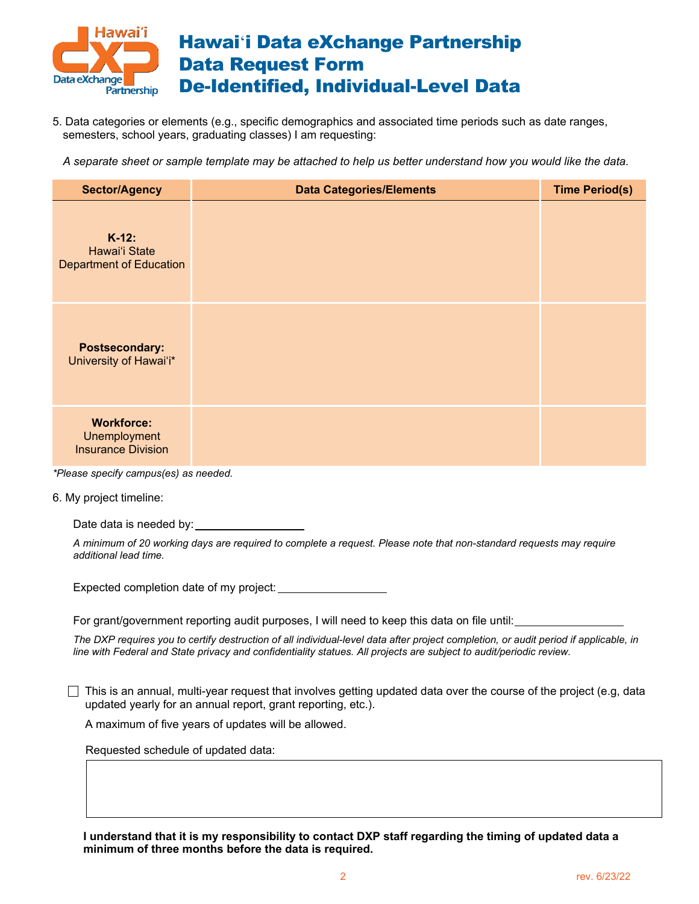# Hawaiʻi Data eXchange Partnership Data Request Form De-Identified, Individual-Level Data

5. Data categories or elements (e.g., specific demographics and associated time periods such as date ranges, semesters, school years, graduating classes) I am requesting:

*A separate sheet or sample template may be attached to help us better understand how you would like the data.*

| Sector/Agency | Data Categories/Elements | Time Period(s) |
|---|---|---|
| **K-12:** Hawaiʻi State Department of Education | | |
| **Postsecondary:** University of Hawaiʻi* | | |
| **Workforce:** Unemployment Insurance Division | | |

*\*Please specify campus(es) as needed.*

6. My project timeline:

Date data is needed by: ________________

*A minimum of 20 working days are required to complete a request. Please note that non-standard requests may require additional lead time.*

Expected completion date of my project: ________________

For grant/government reporting audit purposes, I will need to keep this data on file until: ________________

*The DXP requires you to certify destruction of all individual-level data after project completion, or audit period if applicable, in line with Federal and State privacy and confidentiality statues. All projects are subject to audit/periodic review.*

☐ This is an annual, multi-year request that involves getting updated data over the course of the project (e.g, data updated yearly for an annual report, grant reporting, etc.).

A maximum of five years of updates will be allowed.

Requested schedule of updated data:

**I understand that it is my responsibility to contact DXP staff regarding the timing of updated data a minimum of three months before the data is required.**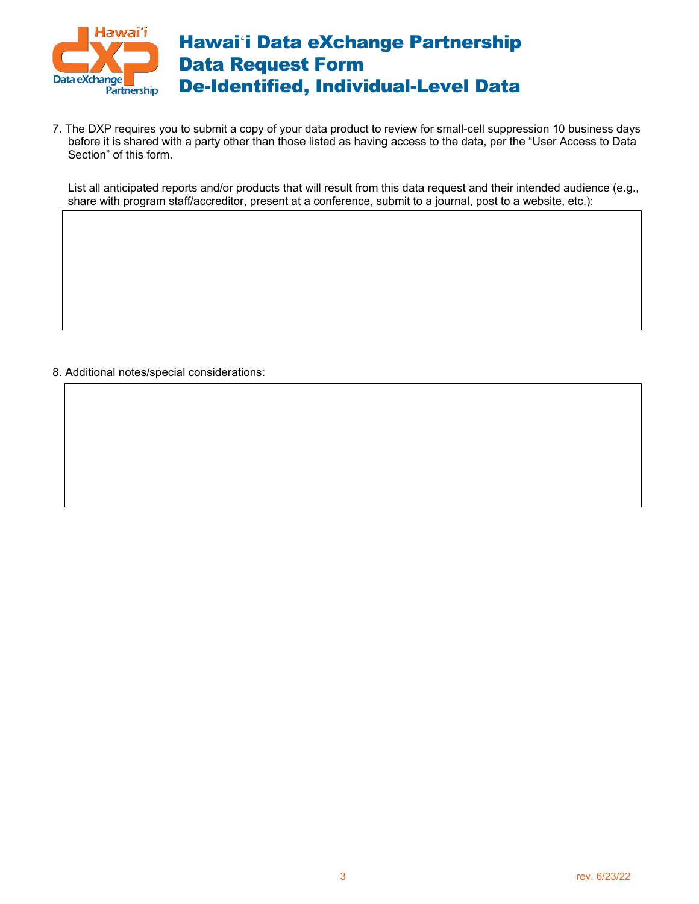# Hawaiʻi Data eXchange Partnership Data Request Form De-Identified, Individual-Level Data

7. The DXP requires you to submit a copy of your data product to review for small-cell suppression 10 business days before it is shared with a party other than those listed as having access to the data, per the "User Access to Data Section" of this form.

   List all anticipated reports and/or products that will result from this data request and their intended audience (e.g., share with program staff/accreditor, present at a conference, submit to a journal, post to a website, etc.):

8. Additional notes/special considerations: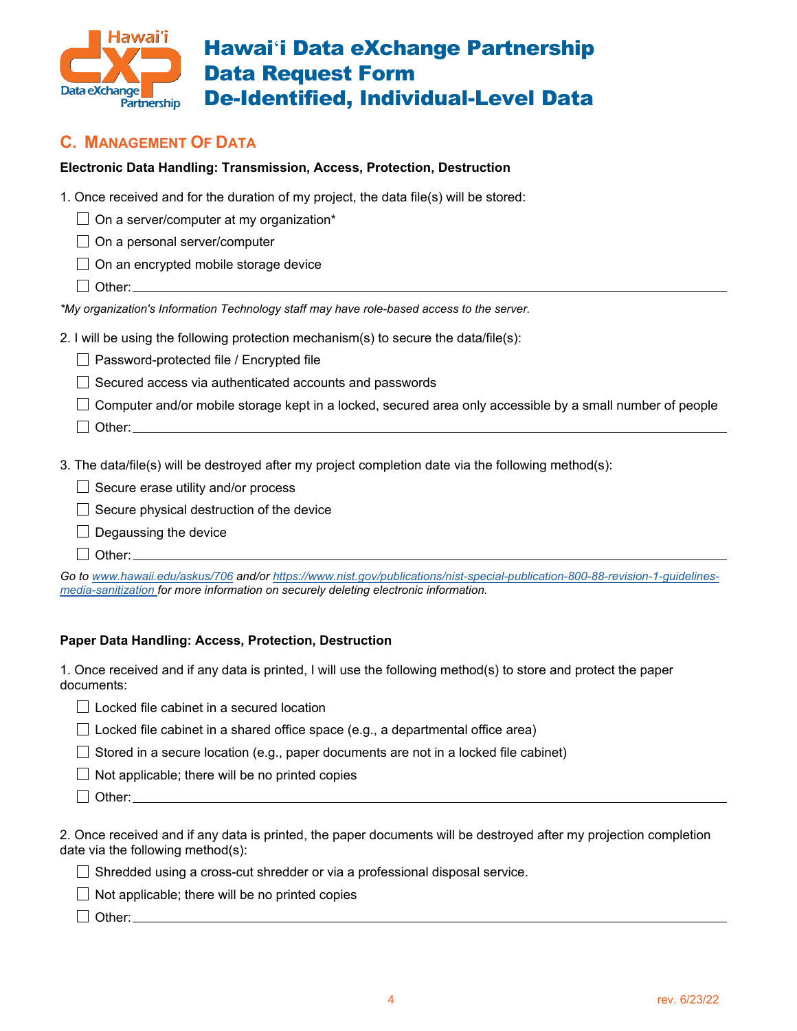# Hawaiʻi Data eXchange Partnership Data Request Form De-Identified, Individual-Level Data

## C. Management Of Data

**Electronic Data Handling: Transmission, Access, Protection, Destruction**

1. Once received and for the duration of my project, the data file(s) will be stored:

- ☐ On a server/computer at my organization*
- ☐ On a personal server/computer
- ☐ On an encrypted mobile storage device
- ☐ Other: \_\_\_\_\_\_\_\_\_\_\_\_\_\_\_\_\_\_\_\_\_\_\_\_\_\_\_\_\_\_\_\_\_\_\_\_\_\_\_\_

*\*My organization's Information Technology staff may have role-based access to the server.*

2. I will be using the following protection mechanism(s) to secure the data/file(s):

- ☐ Password-protected file / Encrypted file
- ☐ Secured access via authenticated accounts and passwords
- ☐ Computer and/or mobile storage kept in a locked, secured area only accessible by a small number of people
- ☐ Other: \_\_\_\_\_\_\_\_\_\_\_\_\_\_\_\_\_\_\_\_\_\_\_\_\_\_\_\_\_\_\_\_\_\_\_\_\_\_\_\_

3. The data/file(s) will be destroyed after my project completion date via the following method(s):

- ☐ Secure erase utility and/or process
- ☐ Secure physical destruction of the device
- ☐ Degaussing the device
- ☐ Other: \_\_\_\_\_\_\_\_\_\_\_\_\_\_\_\_\_\_\_\_\_\_\_\_\_\_\_\_\_\_\_\_\_\_\_\_\_\_\_\_

*Go to [www.hawaii.edu/askus/706](http://www.hawaii.edu/askus/706) and/or [https://www.nist.gov/publications/nist-special-publication-800-88-revision-1-guidelines-media-sanitization](https://www.nist.gov/publications/nist-special-publication-800-88-revision-1-guidelines-media-sanitization) for more information on securely deleting electronic information.*

**Paper Data Handling: Access, Protection, Destruction**

1. Once received and if any data is printed, I will use the following method(s) to store and protect the paper documents:

- ☐ Locked file cabinet in a secured location
- ☐ Locked file cabinet in a shared office space (e.g., a departmental office area)
- ☐ Stored in a secure location (e.g., paper documents are not in a locked file cabinet)
- ☐ Not applicable; there will be no printed copies
- ☐ Other: \_\_\_\_\_\_\_\_\_\_\_\_\_\_\_\_\_\_\_\_\_\_\_\_\_\_\_\_\_\_\_\_\_\_\_\_\_\_\_\_

2. Once received and if any data is printed, the paper documents will be destroyed after my projection completion date via the following method(s):

- ☐ Shredded using a cross-cut shredder or via a professional disposal service.
- ☐ Not applicable; there will be no printed copies
- ☐ Other: \_\_\_\_\_\_\_\_\_\_\_\_\_\_\_\_\_\_\_\_\_\_\_\_\_\_\_\_\_\_\_\_\_\_\_\_\_\_\_\_

rev. 6/23/22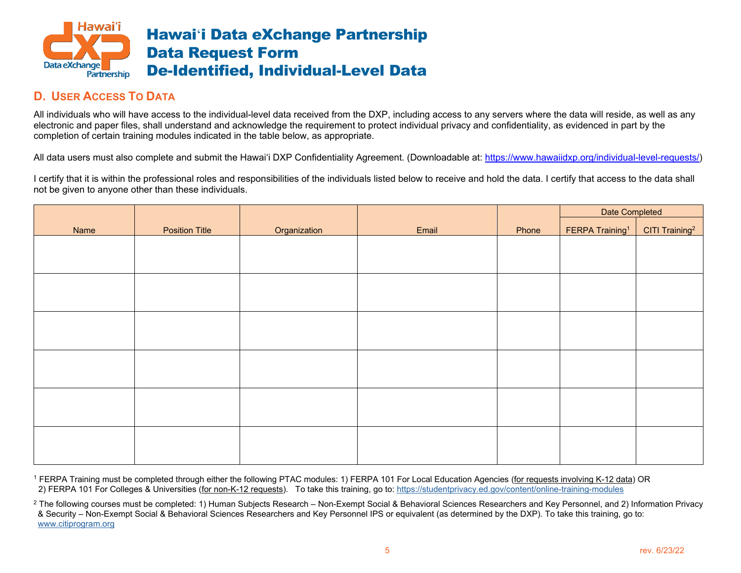# Hawaiʻi Data eXchange Partnership
# Data Request Form
# De-Identified, Individual-Level Data

## D. User Access To Data

All individuals who will have access to the individual-level data received from the DXP, including access to any servers where the data will reside, as well as any electronic and paper files, shall understand and acknowledge the requirement to protect individual privacy and confidentiality, as evidenced in part by the completion of certain training modules indicated in the table below, as appropriate.

All data users must also complete and submit the Hawaiʻi DXP Confidentiality Agreement. (Downloadable at: https://www.hawaiidxp.org/individual-level-requests/)

I certify that it is within the professional roles and responsibilities of the individuals listed below to receive and hold the data. I certify that access to the data shall not be given to anyone other than these individuals.

| Name | Position Title | Organization | Email | Phone | Date Completed | |
|---|---|---|---|---|---|---|
| | | | | | FERPA Training[1] | CITI Training[2] |
| | | | | | | |
| | | | | | | |
| | | | | | | |
| | | | | | | |
| | | | | | | |
| | | | | | | |

[1] FERPA Training must be completed through either the following PTAC modules: 1) FERPA 101 For Local Education Agencies (for requests involving K-12 data) OR 2) FERPA 101 For Colleges & Universities (for non-K-12 requests). To take this training, go to: https://studentprivacy.ed.gov/content/online-training-modules

[2] The following courses must be completed: 1) Human Subjects Research – Non-Exempt Social & Behavioral Sciences Researchers and Key Personnel, and 2) Information Privacy & Security – Non-Exempt Social & Behavioral Sciences Researchers and Key Personnel IPS or equivalent (as determined by the DXP). To take this training, go to: www.citiprogram.org

rev. 6/23/22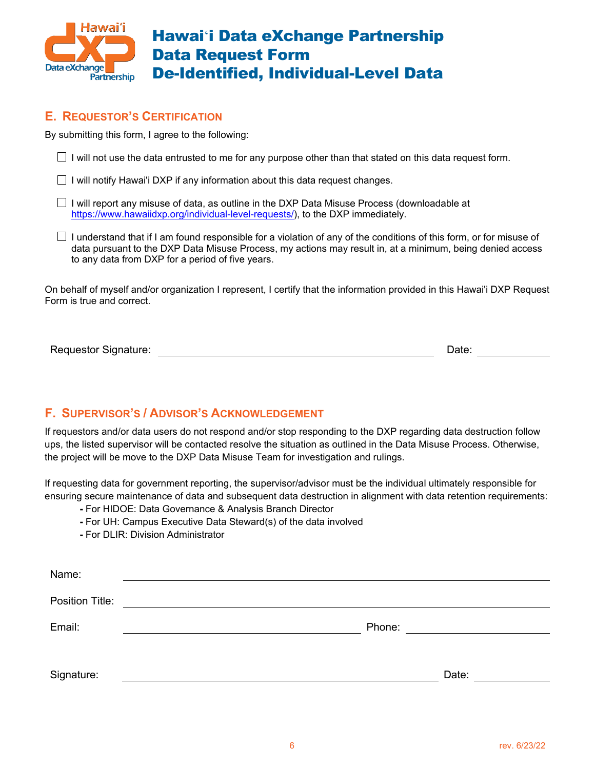# Hawaiʻi Data eXchange Partnership Data Request Form De-Identified, Individual-Level Data

## E. Requestor's Certification

By submitting this form, I agree to the following:

- ☐ I will not use the data entrusted to me for any purpose other than that stated on this data request form.
- ☐ I will notify Hawai'i DXP if any information about this data request changes.
- ☐ I will report any misuse of data, as outline in the DXP Data Misuse Process (downloadable at https://www.hawaiidxp.org/individual-level-requests/), to the DXP immediately.
- ☐ I understand that if I am found responsible for a violation of any of the conditions of this form, or for misuse of data pursuant to the DXP Data Misuse Process, my actions may result in, at a minimum, being denied access to any data from DXP for a period of five years.

On behalf of myself and/or organization I represent, I certify that the information provided in this Hawai'i DXP Request Form is true and correct.

Requestor Signature: ______________________________ Date: __________

## F. Supervisor's / Advisor's Acknowledgement

If requestors and/or data users do not respond and/or stop responding to the DXP regarding data destruction follow ups, the listed supervisor will be contacted resolve the situation as outlined in the Data Misuse Process. Otherwise, the project will be move to the DXP Data Misuse Team for investigation and rulings.

If requesting data for government reporting, the supervisor/advisor must be the individual ultimately responsible for ensuring secure maintenance of data and subsequent data destruction in alignment with data retention requirements:

- For HIDOE: Data Governance & Analysis Branch Director
- For UH: Campus Executive Data Steward(s) of the data involved
- For DLIR: Division Administrator

Name: ______________________________

Position Title: ______________________________

Email: ______________________________ Phone: __________

Signature: ______________________________ Date: __________

rev. 6/23/22